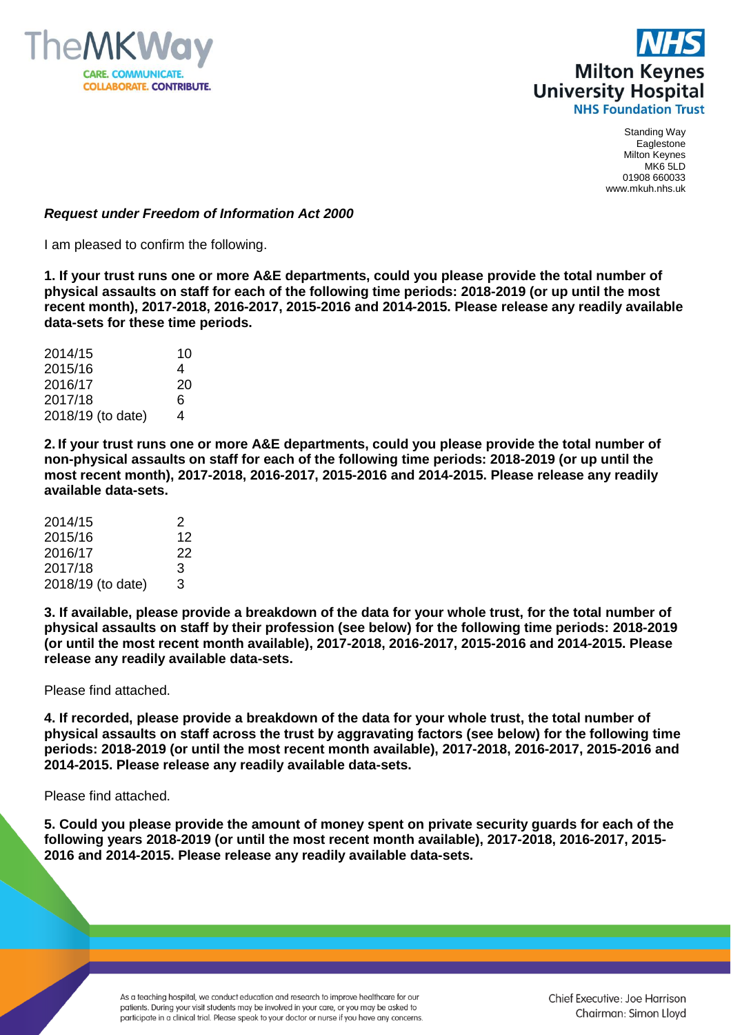TheMKWay
CARE. COMMUNICATE. COLLABORATE. CONTRIBUTE.

NHS
Milton Keynes University Hospital
NHS Foundation Trust

Standing Way
Eaglestone
Milton Keynes
MK6 5LD
01908 660033
www.mkuh.nhs.uk

***Request under Freedom of Information Act 2000***

I am pleased to confirm the following.

**1. If your trust runs one or more A&E departments, could you please provide the total number of physical assaults on staff for each of the following time periods: 2018-2019 (or up until the most recent month), 2017-2018, 2016-2017, 2015-2016 and 2014-2015. Please release any readily available data-sets for these time periods.**

| | |
|---|---|
| 2014/15 | 10 |
| 2015/16 | 4 |
| 2016/17 | 20 |
| 2017/18 | 6 |
| 2018/19 (to date) | 4 |

**2. If your trust runs one or more A&E departments, could you please provide the total number of non-physical assaults on staff for each of the following time periods: 2018-2019 (or up until the most recent month), 2017-2018, 2016-2017, 2015-2016 and 2014-2015. Please release any readily available data-sets.**

| | |
|---|---|
| 2014/15 | 2 |
| 2015/16 | 12 |
| 2016/17 | 22 |
| 2017/18 | 3 |
| 2018/19 (to date) | 3 |

**3. If available, please provide a breakdown of the data for your whole trust, for the total number of physical assaults on staff by their profession (see below) for the following time periods: 2018-2019 (or until the most recent month available), 2017-2018, 2016-2017, 2015-2016 and 2014-2015. Please release any readily available data-sets.**

Please find attached.

**4. If recorded, please provide a breakdown of the data for your whole trust, the total number of physical assaults on staff across the trust by aggravating factors (see below) for the following time periods: 2018-2019 (or until the most recent month available), 2017-2018, 2016-2017, 2015-2016 and 2014-2015. Please release any readily available data-sets.**

Please find attached.

**5. Could you please provide the amount of money spent on private security guards for each of the following years 2018-2019 (or until the most recent month available), 2017-2018, 2016-2017, 2015-2016 and 2014-2015. Please release any readily available data-sets.**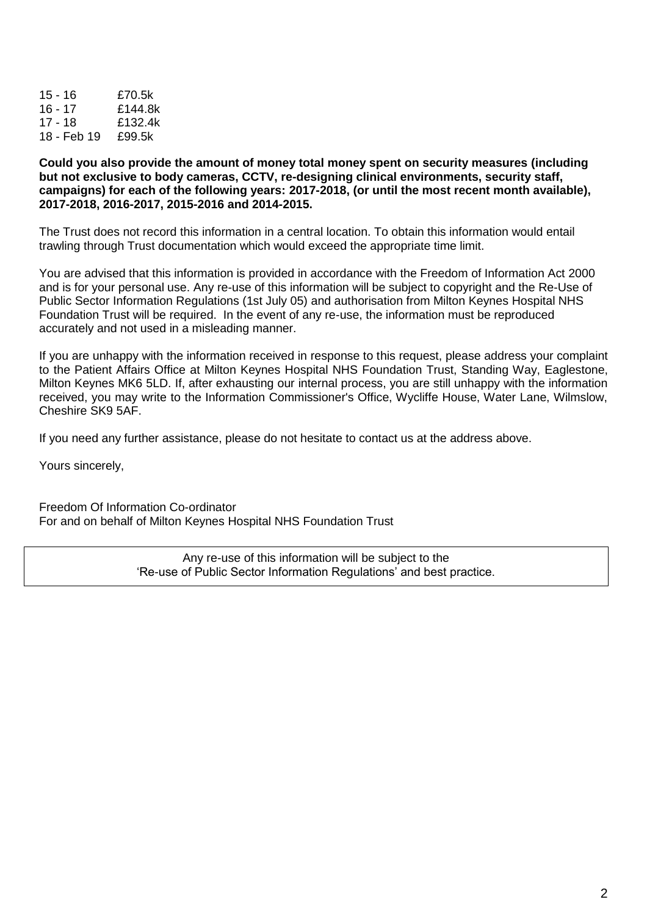| | |
|---|---|
| 15 - 16 | £70.5k |
| 16 - 17 | £144.8k |
| 17 - 18 | £132.4k |
| 18 - Feb 19 | £99.5k |

**Could you also provide the amount of money total money spent on security measures (including but not exclusive to body cameras, CCTV, re-designing clinical environments, security staff, campaigns) for each of the following years: 2017-2018, (or until the most recent month available), 2017-2018, 2016-2017, 2015-2016 and 2014-2015.**

The Trust does not record this information in a central location. To obtain this information would entail trawling through Trust documentation which would exceed the appropriate time limit.

You are advised that this information is provided in accordance with the Freedom of Information Act 2000 and is for your personal use. Any re-use of this information will be subject to copyright and the Re-Use of Public Sector Information Regulations (1st July 05) and authorisation from Milton Keynes Hospital NHS Foundation Trust will be required. In the event of any re-use, the information must be reproduced accurately and not used in a misleading manner.

If you are unhappy with the information received in response to this request, please address your complaint to the Patient Affairs Office at Milton Keynes Hospital NHS Foundation Trust, Standing Way, Eaglestone, Milton Keynes MK6 5LD. If, after exhausting our internal process, you are still unhappy with the information received, you may write to the Information Commissioner's Office, Wycliffe House, Water Lane, Wilmslow, Cheshire SK9 5AF.

If you need any further assistance, please do not hesitate to contact us at the address above.

Yours sincerely,

Freedom Of Information Co-ordinator
For and on behalf of Milton Keynes Hospital NHS Foundation Trust

Any re-use of this information will be subject to the
'Re-use of Public Sector Information Regulations' and best practice.